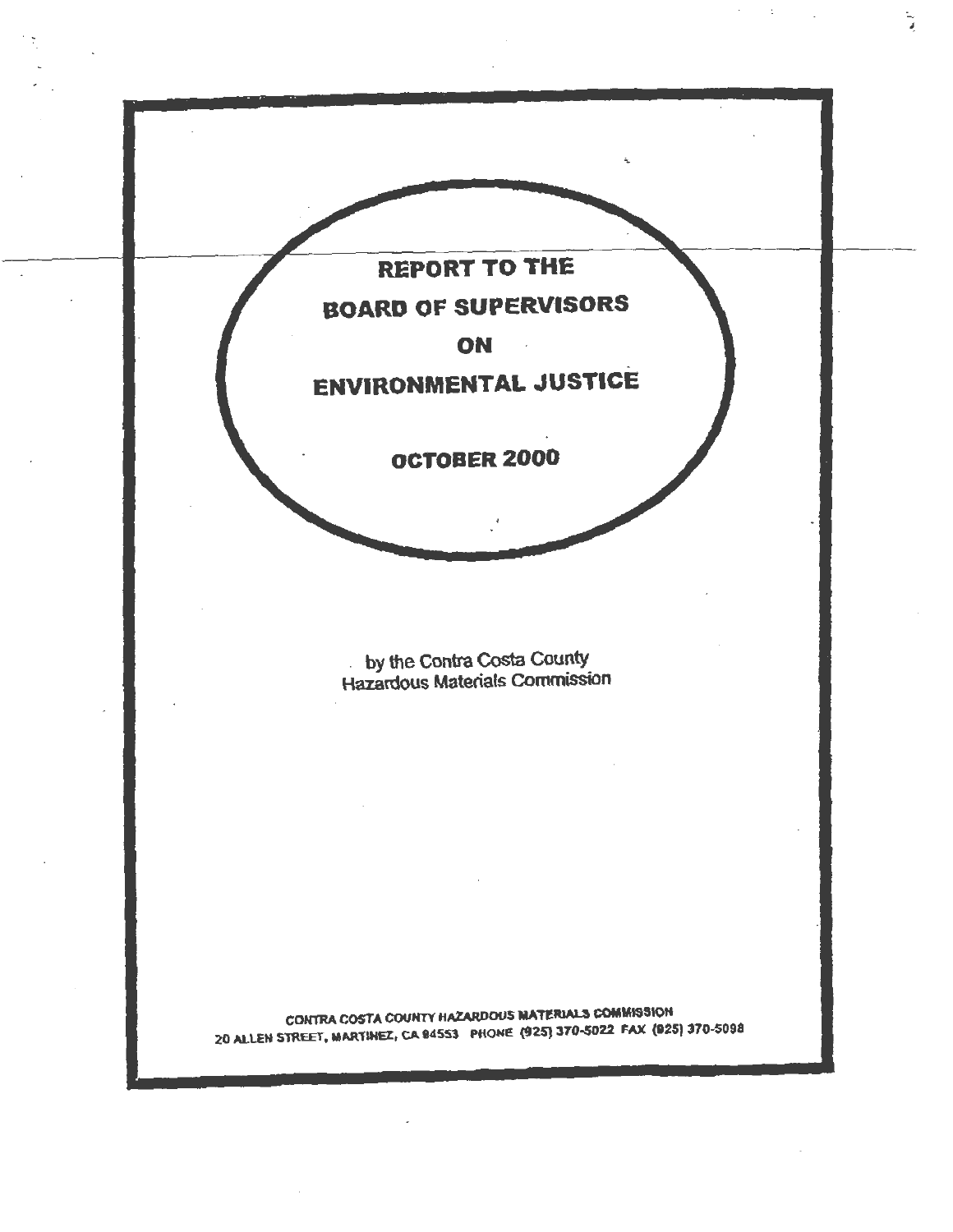# REPORT TO THE BOARD OF SUPERVISORS ON ENVIRONMENTAL JUSTICE

**OCTOBER 2000**

by the Contra Costa County Hazardous Materials Commission

CONTRA COSTA COUNTY HAZARDOUS MATERIALS COMMISSION
20 ALLEN STREET, MARTINEZ, CA 94553 PHONE (925) 370-5022 FAX (925) 370-5098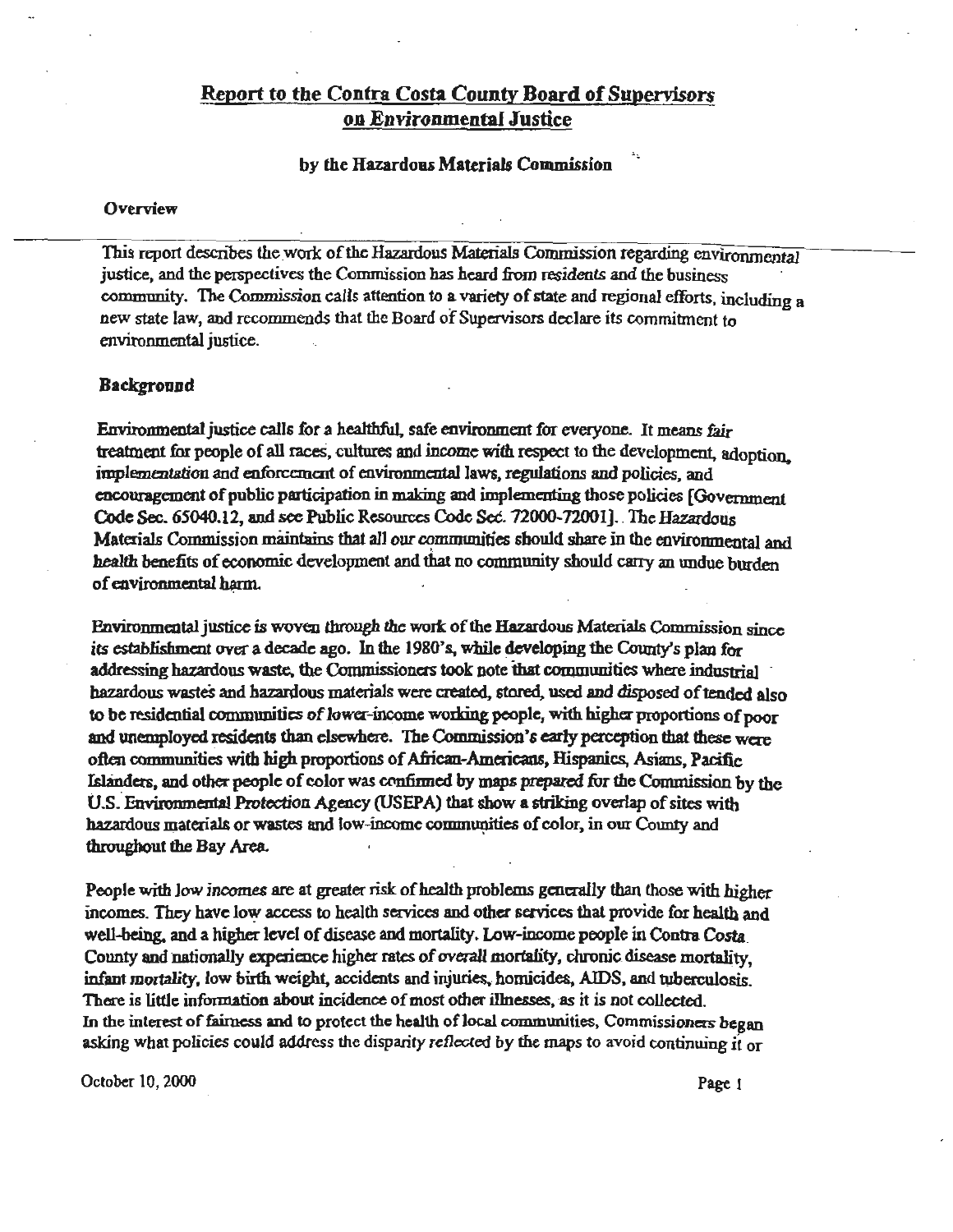# Report to the Contra Costa County Board of Supervisors on Environmental Justice

### by the Hazardous Materials Commission

**Overview**

This report describes the work of the Hazardous Materials Commission regarding environmental justice, and the perspectives the Commission has heard from residents and the business community. The Commission calls attention to a variety of state and regional efforts, including a new state law, and recommends that the Board of Supervisors declare its commitment to environmental justice.

**Background**

Environmental justice calls for a healthful, safe environment for everyone. It means fair treatment for people of all races, cultures and income with respect to the development, adoption, implementation and enforcement of environmental laws, regulations and policies, and encouragement of public participation in making and implementing those policies [Government Code Sec. 65040.12, and see Public Resources Code Sec. 72000-72001]. The Hazardous Materials Commission maintains that all our communities should share in the environmental and health benefits of economic development and that no community should carry an undue burden of environmental harm.

Environmental justice is woven through the work of the Hazardous Materials Commission since its establishment over a decade ago. In the 1980's, while developing the County's plan for addressing hazardous waste, the Commissioners took note that communities where industrial hazardous wastes and hazardous materials were created, stored, used and disposed of tended also to be residential communities of lower-income working people, with higher proportions of poor and unemployed residents than elsewhere. The Commission's early perception that these were often communities with high proportions of African-Americans, Hispanics, Asians, Pacific Islanders, and other people of color was confirmed by maps prepared for the Commission by the U.S. Environmental Protection Agency (USEPA) that show a striking overlap of sites with hazardous materials or wastes and low-income communities of color, in our County and throughout the Bay Area.

People with low incomes are at greater risk of health problems generally than those with higher incomes. They have low access to health services and other services that provide for health and well-being, and a higher level of disease and mortality. Low-income people in Contra Costa County and nationally experience higher rates of overall mortality, chronic disease mortality, infant mortality, low birth weight, accidents and injuries, homicides, AIDS, and tuberculosis. There is little information about incidence of most other illnesses, as it is not collected.
In the interest of fairness and to protect the health of local communities, Commissioners began asking what policies could address the disparity reflected by the maps to avoid continuing it or

October 10, 2000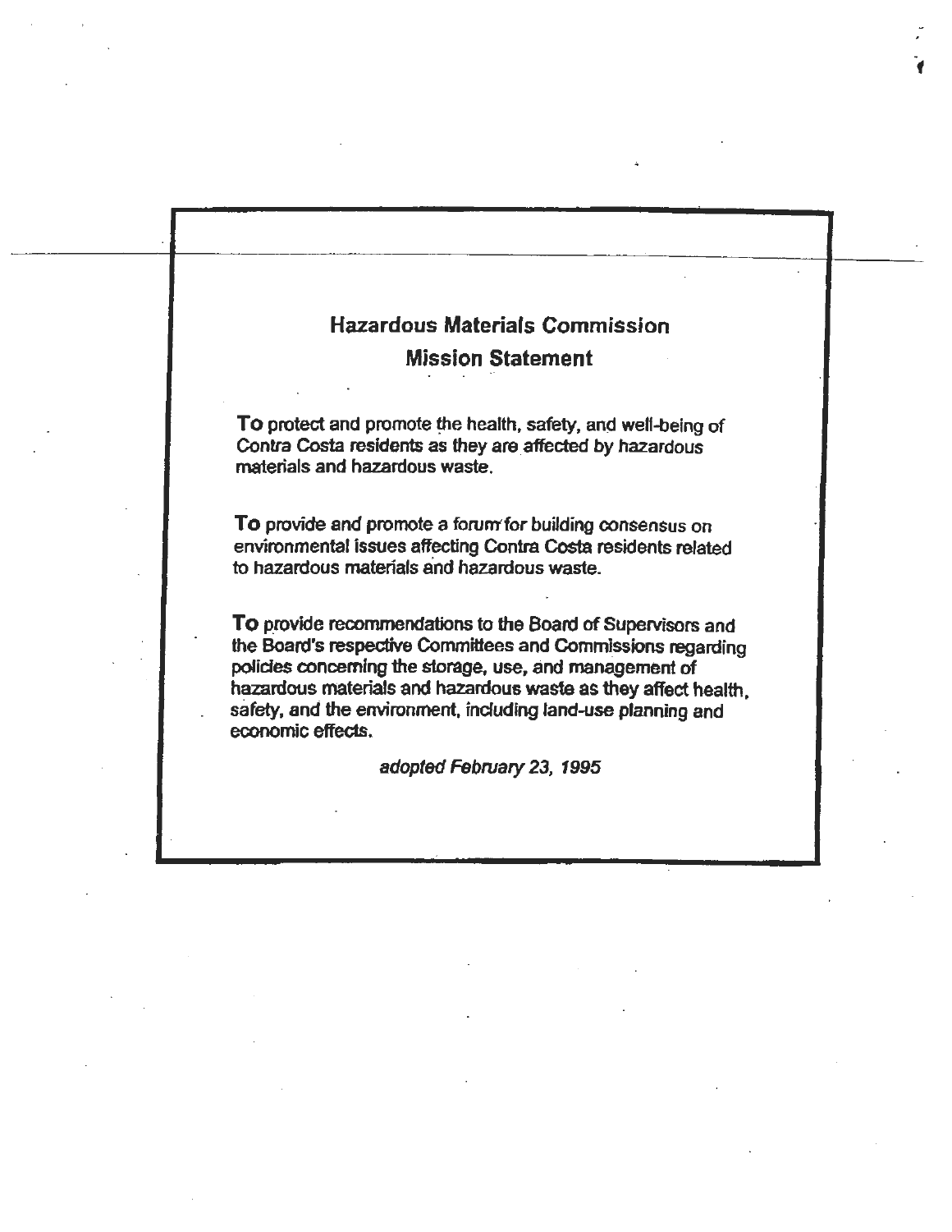## Hazardous Materials Commission
## Mission Statement

**To** protect and promote the health, safety, and well-being of Contra Costa residents as they are affected by hazardous materials and hazardous waste.

**To** provide and promote a forum for building consensus on environmental issues affecting Contra Costa residents related to hazardous materials and hazardous waste.

**To** provide recommendations to the Board of Supervisors and the Board's respective Committees and Commissions regarding policies concerning the storage, use, and management of hazardous materials and hazardous waste as they affect health, safety, and the environment, including land-use planning and economic effects.

*adopted February 23, 1995*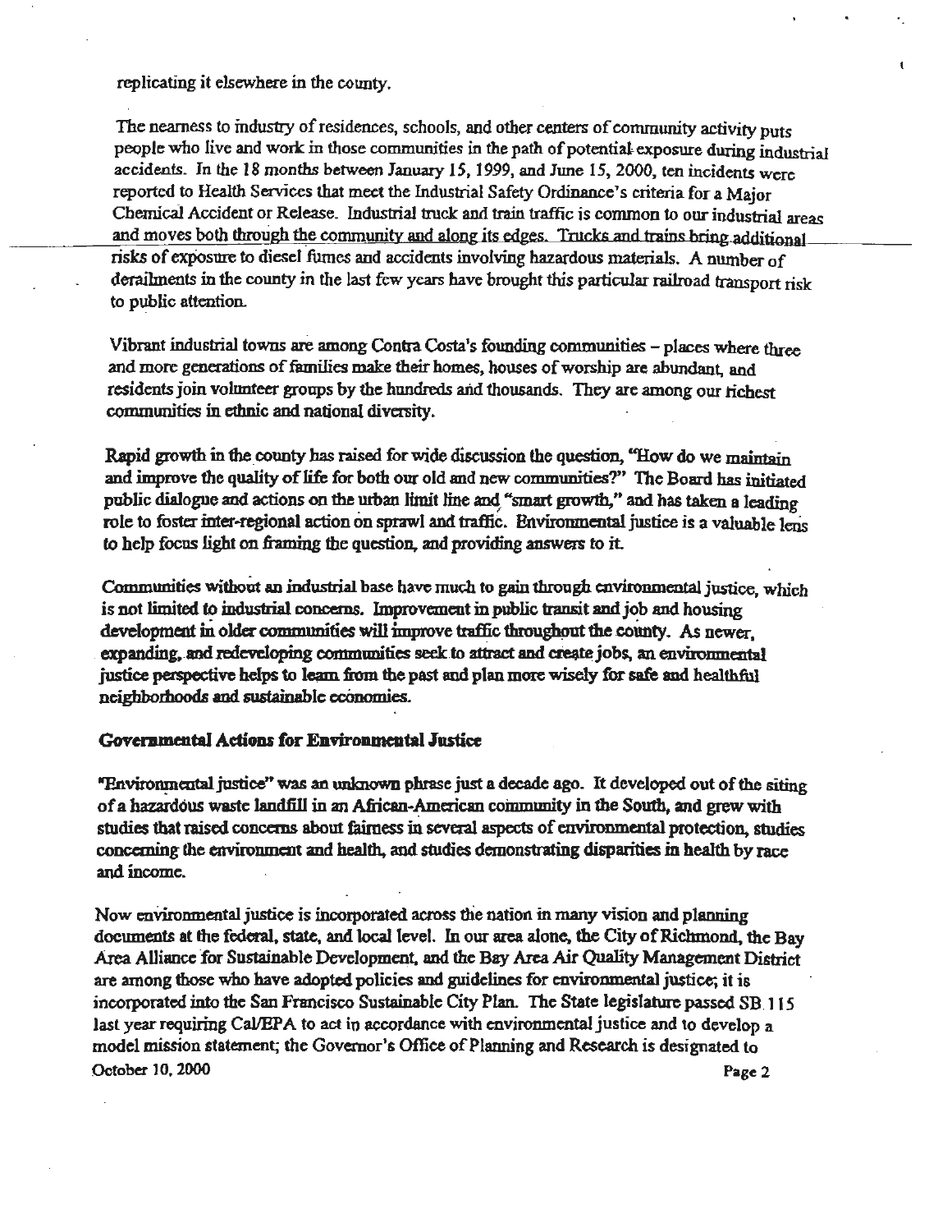replicating it elsewhere in the county.

The nearness to industry of residences, schools, and other centers of community activity puts people who live and work in those communities in the path of potential exposure during industrial accidents. In the 18 months between January 15, 1999, and June 15, 2000, ten incidents were reported to Health Services that meet the Industrial Safety Ordinance's criteria for a Major Chemical Accident or Release. Industrial truck and train traffic is common to our industrial areas and moves both through the community and along its edges. Trucks and trains bring additional risks of exposure to diesel fumes and accidents involving hazardous materials. A number of derailments in the county in the last few years have brought this particular railroad transport risk to public attention.

Vibrant industrial towns are among Contra Costa's founding communities – places where three and more generations of families make their homes, houses of worship are abundant, and residents join volunteer groups by the hundreds and thousands. They are among our richest communities in ethnic and national diversity.

Rapid growth in the county has raised for wide discussion the question, "How do we maintain and improve the quality of life for both our old and new communities?" The Board has initiated public dialogue and actions on the urban limit line and "smart growth," and has taken a leading role to foster inter-regional action on sprawl and traffic. Environmental justice is a valuable lens to help focus light on framing the question, and providing answers to it.

Communities without an industrial base have much to gain through environmental justice, which is not limited to industrial concerns. Improvement in public transit and job and housing development in older communities will improve traffic throughout the county. As newer, expanding, and redeveloping communities seek to attract and create jobs, an environmental justice perspective helps to learn from the past and plan more wisely for safe and healthful neighborhoods and sustainable economies.

**Governmental Actions for Environmental Justice**

"Environmental justice" was an unknown phrase just a decade ago. It developed out of the siting of a hazardous waste landfill in an African-American community in the South, and grew with studies that raised concerns about fairness in several aspects of environmental protection, studies concerning the environment and health, and studies demonstrating disparities in health by race and income.

Now environmental justice is incorporated across the nation in many vision and planning documents at the federal, state, and local level. In our area alone, the City of Richmond, the Bay Area Alliance for Sustainable Development, and the Bay Area Air Quality Management District are among those who have adopted policies and guidelines for environmental justice; it is incorporated into the San Francisco Sustainable City Plan. The State legislature passed SB 115 last year requiring Cal/EPA to act in accordance with environmental justice and to develop a model mission statement; the Governor's Office of Planning and Research is designated to

October 10, 2000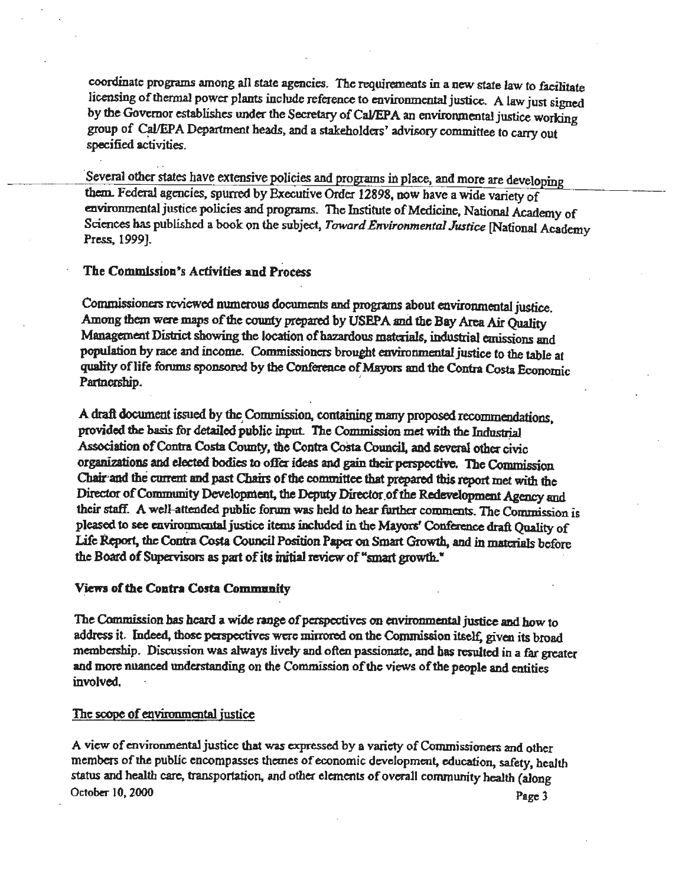coordinate programs among all state agencies. The requirements in a new state law to facilitate licensing of thermal power plants include reference to environmental justice. A law just signed by the Governor establishes under the Secretary of Cal/EPA an environmental justice working group of Cal/EPA Department heads, and a stakeholders' advisory committee to carry out specified activities.

Several other states have extensive policies and programs in place, and more are developing them. Federal agencies, spurred by Executive Order 12898, now have a wide variety of environmental justice policies and programs. The Institute of Medicine, National Academy of Sciences has published a book on the subject, *Toward Environmental Justice* [National Academy Press, 1999].

**The Commission's Activities and Process**

Commissioners reviewed numerous documents and programs about environmental justice. Among them were maps of the county prepared by USEPA and the Bay Area Air Quality Management District showing the location of hazardous materials, industrial emissions and population by race and income. Commissioners brought environmental justice to the table at quality of life forums sponsored by the Conference of Mayors and the Contra Costa Economic Partnership.

A draft document issued by the Commission, containing many proposed recommendations, provided the basis for detailed public input. The Commission met with the Industrial Association of Contra Costa County, the Contra Costa Council, and several other civic organizations and elected bodies to offer ideas and gain their perspective. The Commission Chair and the current and past Chairs of the committee that prepared this report met with the Director of Community Development, the Deputy Director of the Redevelopment Agency and their staff. A well-attended public forum was held to hear further comments. The Commission is pleased to see environmental justice items included in the Mayors' Conference draft Quality of Life Report, the Contra Costa Council Position Paper on Smart Growth, and in materials before the Board of Supervisors as part of its initial review of "smart growth."

**Views of the Contra Costa Community**

The Commission has heard a wide range of perspectives on environmental justice and how to address it. Indeed, those perspectives were mirrored on the Commission itself, given its broad membership. Discussion was always lively and often passionate, and has resulted in a far greater and more nuanced understanding on the Commission of the views of the people and entities involved.

The scope of environmental justice

A view of environmental justice that was expressed by a variety of Commissioners and other members of the public encompasses themes of economic development, education, safety, health status and health care, transportation, and other elements of overall community health (along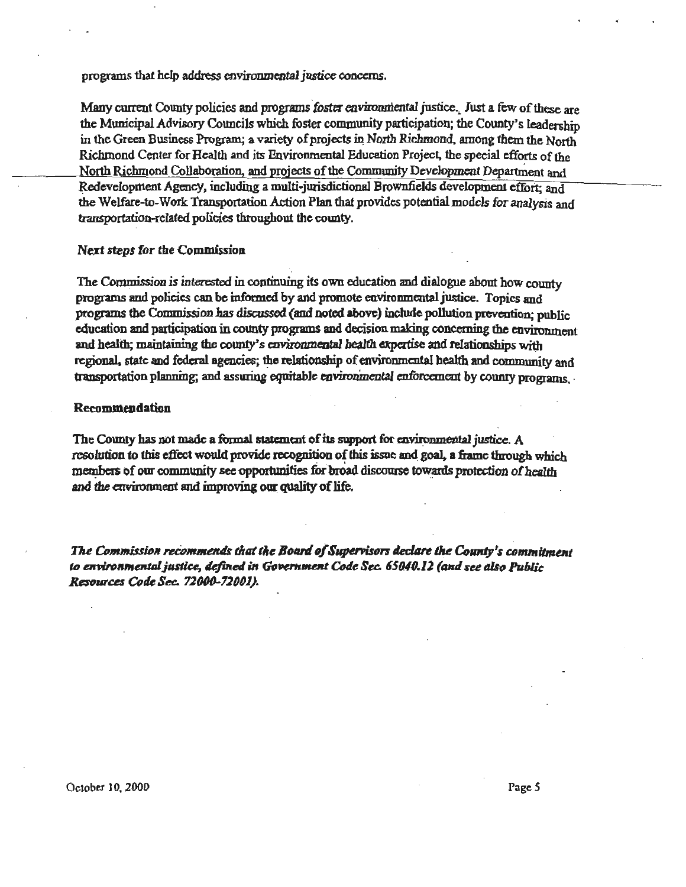programs that help address *environmental justice* concerns.

Many current County policies and programs *foster environmental justice*. Just a few of these are the Municipal Advisory Councils which foster community participation; the County's leadership in the Green Business Program; a variety of projects in North Richmond, among them the North Richmond Center for Health and its Environmental Education Project, the special efforts of the North Richmond Collaboration, and projects of the Community Development Department and Redevelopment Agency, including a multi-jurisdictional Brownfields development effort; and the Welfare-to-Work Transportation Action Plan that provides potential models for analysis and transportation-related policies throughout the county.

### *Next steps for the Commission*

The Commission *is interested* in continuing its own education and dialogue about how county programs and policies can be informed by and promote environmental justice. Topics and programs the Commission *has discussed (and noted above)* include pollution prevention; public education and participation in county programs and decision making concerning the environment and health; maintaining the county's *environmental health* expertise and relationships with regional, state and federal agencies; the relationship of environmental health and community and transportation planning; and assuring equitable *environmental* enforcement by county programs.

### **Recommendation**

The County has not made a formal statement of its support for environmental justice. A resolution to this effect would provide recognition of this issue and goal, a frame through which members of our community see opportunities for broad discourse towards protection of health and the environment and improving our quality of life.

***The Commission recommends that the Board of Supervisors declare the County's commitment to environmental justice, defined in Government Code Sec. 65040.12 (and see also Public Resources Code Sec. 72000-72001).***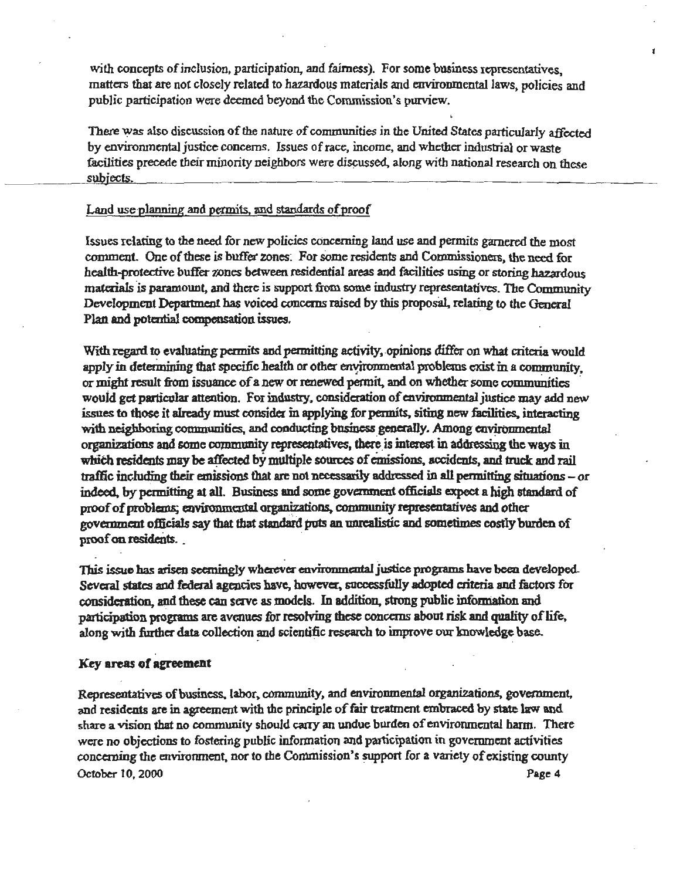with concepts of inclusion, participation, and fairness). For some business representatives, matters that are not closely related to hazardous materials and environmental laws, policies and public participation were deemed beyond the Commission's purview.

There was also discussion of the nature of communities in the United States particularly affected by environmental justice concerns. Issues of race, income, and whether industrial or waste facilities precede their minority neighbors were discussed, along with national research on these subjects.

Land use planning and permits, and standards of proof

Issues relating to the need for new policies concerning land use and permits garnered the most comment. One of these is buffer zones. For some residents and Commissioners, the need for health-protective buffer zones between residential areas and facilities using or storing hazardous materials is paramount, and there is support from some industry representatives. The Community Development Department has voiced concerns raised by this proposal, relating to the General Plan and potential compensation issues.

With regard to evaluating permits and permitting activity, opinions differ on what criteria would apply in determining that specific health or other environmental problems exist in a community, or might result from issuance of a new or renewed permit, and on whether some communities would get particular attention. For industry, consideration of environmental justice may add new issues to those it already must consider in applying for permits, siting new facilities, interacting with neighboring communities, and conducting business generally. Among environmental organizations and some community representatives, there is interest in addressing the ways in which residents may be affected by multiple sources of emissions, accidents, and truck and rail traffic including their emissions that are not necessarily addressed in all permitting situations – or indeed, by permitting at all. Business and some government officials expect a high standard of proof of problems; environmental organizations, community representatives and other government officials say that that standard puts an unrealistic and sometimes costly burden of proof on residents.

This issue has arisen seemingly wherever environmental justice programs have been developed. Several states and federal agencies have, however, successfully adopted criteria and factors for consideration, and these can serve as models. In addition, strong public information and participation programs are avenues for resolving these concerns about risk and quality of life, along with further data collection and scientific research to improve our knowledge base.

**Key areas of agreement**

Representatives of business, labor, community, and environmental organizations, government, and residents are in agreement with the principle of fair treatment embraced by state law and share a vision that no community should carry an undue burden of environmental harm. There were no objections to fostering public information and participation in government activities concerning the environment, nor to the Commission's support for a variety of existing county

October 10, 2000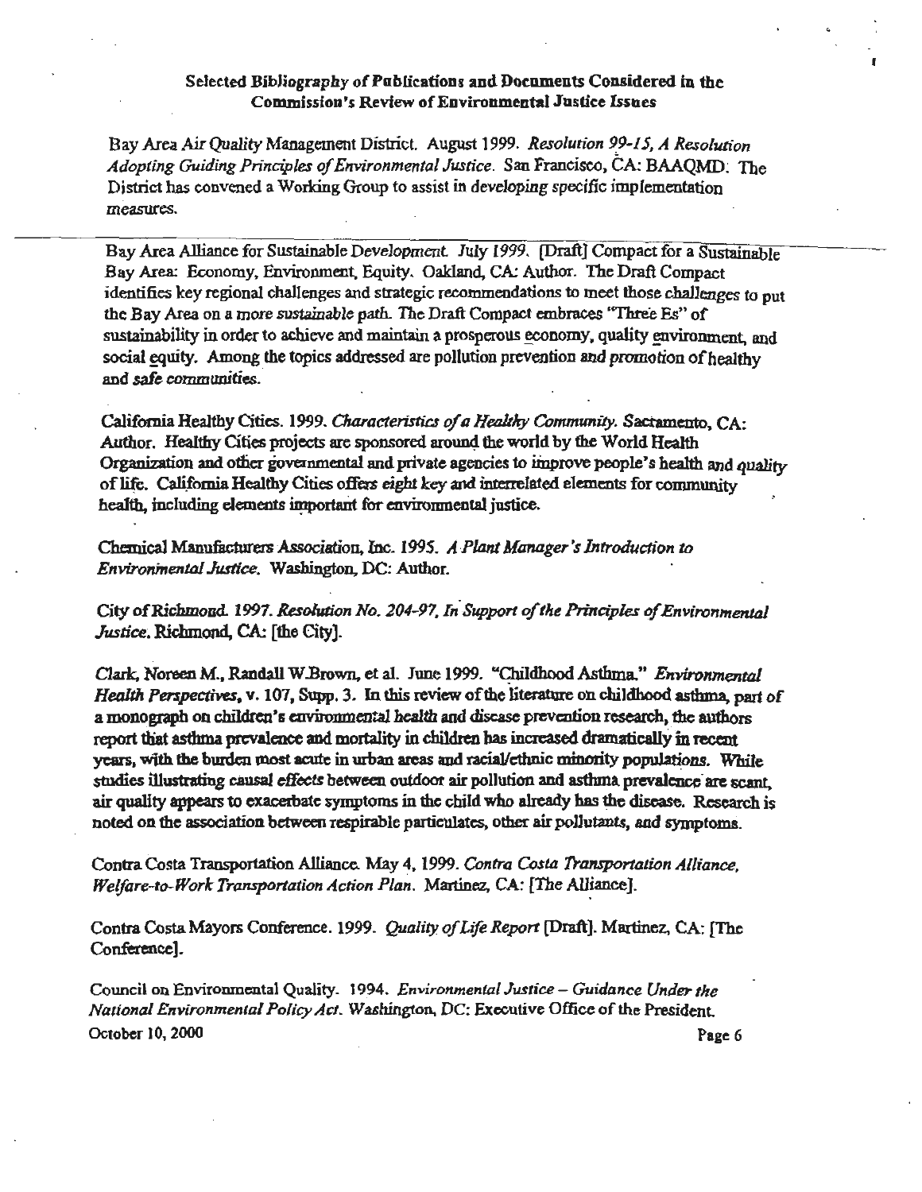## Selected Bibliography of Publications and Documents Considered in the Commission's Review of Environmental Justice Issues

Bay Area Air Quality Management District. August 1999. *Resolution 99-15, A Resolution Adopting Guiding Principles of Environmental Justice*. San Francisco, CA: BAAQMD. The District has convened a Working Group to assist in developing specific implementation measures.

Bay Area Alliance for Sustainable Development. July 1999. [Draft] Compact for a Sustainable Bay Area: Economy, Environment, Equity. Oakland, CA: Author. The Draft Compact identifies key regional challenges and strategic recommendations to meet those challenges to put the Bay Area on a more sustainable path. The Draft Compact embraces "Three Es" of sustainability in order to achieve and maintain a prosperous economy, quality environment, and social equity. Among the topics addressed are pollution prevention and promotion of healthy and safe communities.

California Healthy Cities. 1999. *Characteristics of a Healthy Community*. Sacramento, CA: Author. Healthy Cities projects are sponsored around the world by the World Health Organization and other governmental and private agencies to improve people's health and quality of life. California Healthy Cities offers eight key and interrelated elements for community health, including elements important for environmental justice.

Chemical Manufacturers Association, Inc. 1995. *A Plant Manager's Introduction to Environmental Justice*. Washington, DC: Author.

City of Richmond. 1997. *Resolution No. 204-97, In Support of the Principles of Environmental Justice*. Richmond, CA: [the City].

Clark, Noreen M., Randall W.Brown, et al. June 1999. "Childhood Asthma." *Environmental Health Perspectives*, v. 107, Supp. 3. In this review of the literature on childhood asthma, part of a monograph on children's environmental health and disease prevention research, the authors report that asthma prevalence and mortality in children has increased dramatically in recent years, with the burden most acute in urban areas and racial/ethnic minority populations. While studies illustrating causal effects between outdoor air pollution and asthma prevalence are scant, air quality appears to exacerbate symptoms in the child who already has the disease. Research is noted on the association between respirable particulates, other air pollutants, and symptoms.

Contra Costa Transportation Alliance. May 4, 1999. *Contra Costa Transportation Alliance, Welfare-to-Work Transportation Action Plan*. Martinez, CA: [The Alliance].

Contra Costa Mayors Conference. 1999. *Quality of Life Report* [Draft]. Martinez, CA: [The Conference].

Council on Environmental Quality. 1994. *Environmental Justice – Guidance Under the National Environmental Policy Act*. Washington, DC: Executive Office of the President.

October 10, 2000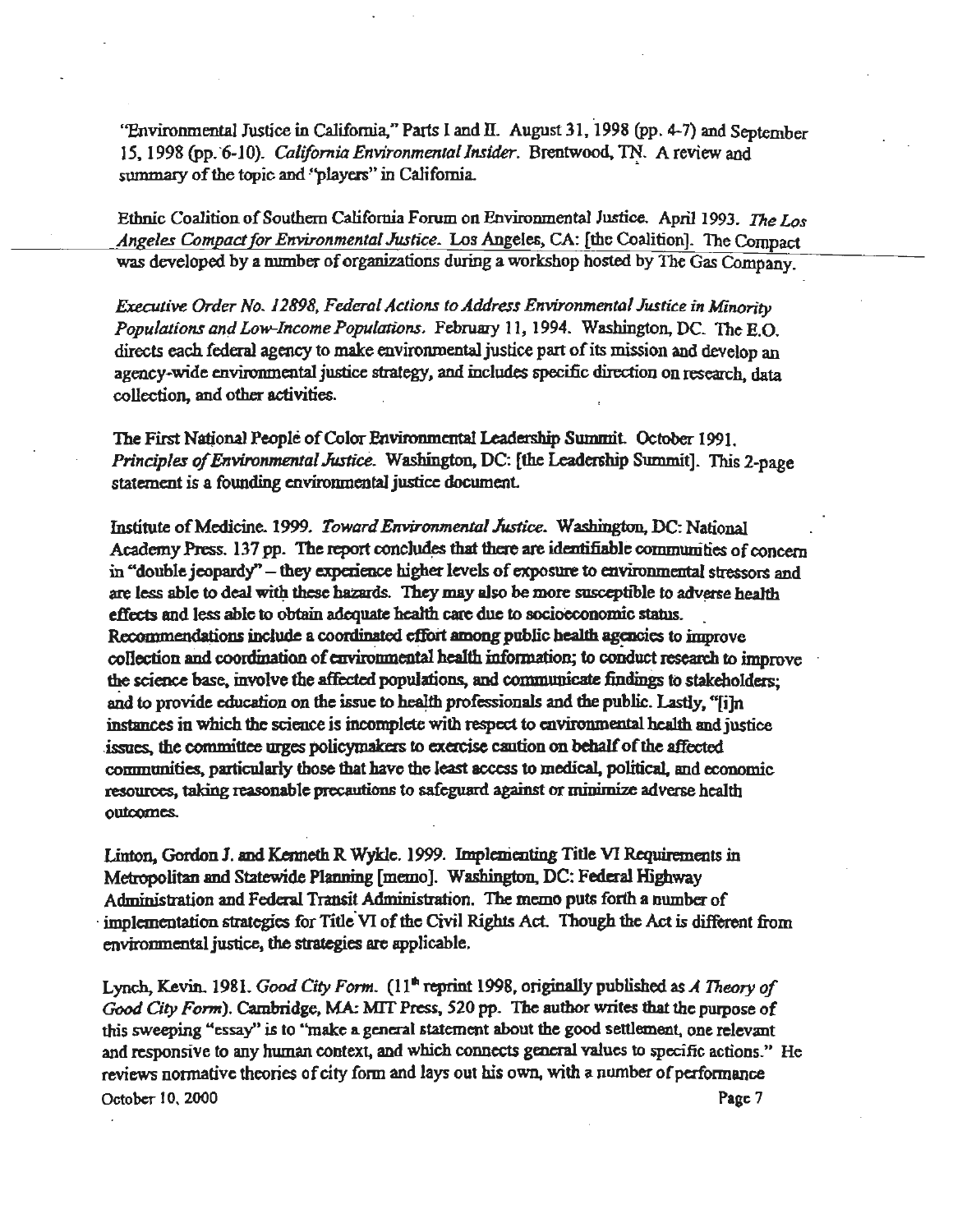"Environmental Justice in California," Parts I and II. August 31, 1998 (pp. 4-7) and September 15, 1998 (pp. 6-10). *California Environmental Insider*. Brentwood, TN. A review and summary of the topic and "players" in California.

Ethnic Coalition of Southern California Forum on Environmental Justice. April 1993. *The Los Angeles Compact for Environmental Justice*. Los Angeles, CA: [the Coalition]. The Compact was developed by a number of organizations during a workshop hosted by The Gas Company.

*Executive Order No. 12898, Federal Actions to Address Environmental Justice in Minority Populations and Low-Income Populations*. February 11, 1994. Washington, DC. The E.O. directs each federal agency to make environmental justice part of its mission and develop an agency-wide environmental justice strategy, and includes specific direction on research, data collection, and other activities.

The First National People of Color Environmental Leadership Summit. October 1991. *Principles of Environmental Justice*. Washington, DC: [the Leadership Summit]. This 2-page statement is a founding environmental justice document.

Institute of Medicine. 1999. *Toward Environmental Justice*. Washington, DC: National Academy Press. 137 pp. The report concludes that there are identifiable communities of concern in "double jeopardy" – they experience higher levels of exposure to environmental stressors and are less able to deal with these hazards. They may also be more susceptible to adverse health effects and less able to obtain adequate health care due to socioeconomic status. Recommendations include a coordinated effort among public health agencies to improve collection and coordination of environmental health information; to conduct research to improve the science base, involve the affected populations, and communicate findings to stakeholders; and to provide education on the issue to health professionals and the public. Lastly, "[i]n instances in which the science is incomplete with respect to environmental health and justice issues, the committee urges policymakers to exercise caution on behalf of the affected communities, particularly those that have the least access to medical, political, and economic resources, taking reasonable precautions to safeguard against or minimize adverse health outcomes.

Linton, Gordon J. and Kenneth R Wykle. 1999. Implementing Title VI Requirements in Metropolitan and Statewide Planning [memo]. Washington, DC: Federal Highway Administration and Federal Transit Administration. The memo puts forth a number of implementation strategies for Title VI of the Civil Rights Act. Though the Act is different from environmental justice, the strategies are applicable.

Lynch, Kevin. 1981. *Good City Form*. (11th reprint 1998, originally published as *A Theory of Good City Form*). Cambridge, MA: MIT Press, 520 pp. The author writes that the purpose of this sweeping "essay" is to "make a general statement about the good settlement, one relevant and responsive to any human context, and which connects general values to specific actions." He reviews normative theories of city form and lays out his own, with a number of performance

October 10, 2000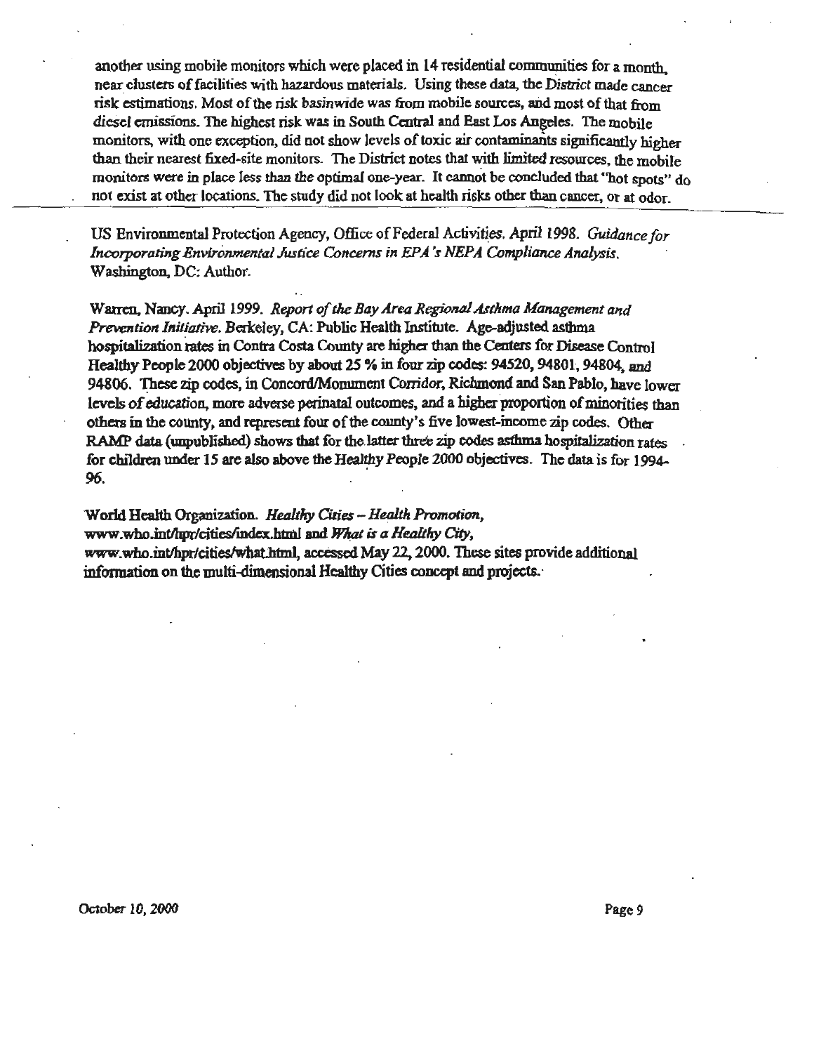another using mobile monitors which were placed in 14 residential communities for a month, near clusters of facilities with hazardous materials. Using these data, the District made cancer risk estimations. Most of the risk basinwide was from mobile sources, and most of that from diesel emissions. The highest risk was in South Central and East Los Angeles. The mobile monitors, with one exception, did not show levels of toxic air contaminants significantly higher than their nearest fixed-site monitors. The District notes that with limited resources, the mobile monitors were in place less than the optimal one-year. It cannot be concluded that "hot spots" do not exist at other locations. The study did not look at health risks other than cancer, or at odor.

---

US Environmental Protection Agency, Office of Federal Activities. April 1998. *Guidance for Incorporating Environmental Justice Concerns in EPA's NEPA Compliance Analysis*. Washington, DC: Author.

Warren, Nancy. April 1999. *Report of the Bay Area Regional Asthma Management and Prevention Initiative*. Berkeley, CA: Public Health Institute. Age-adjusted asthma hospitalization rates in Contra Costa County are higher than the Centers for Disease Control Healthy People 2000 objectives by about 25 % in four zip codes: 94520, 94801, 94804, and 94806. These zip codes, in Concord/Monument Corridor, Richmond and San Pablo, have lower levels of education, more adverse perinatal outcomes, and a higher proportion of minorities than others in the county, and represent four of the county's five lowest-income zip codes. Other RAMP data (unpublished) shows that for the latter three zip codes asthma hospitalization rates for children under 15 are also above the Healthy People 2000 objectives. The data is for 1994-96.

World Health Organization. *Healthy Cities – Health Promotion*, www.who.int/hpr/cities/index.html and *What is a Healthy City*, www.who.int/hpr/cities/what.html, accessed May 22, 2000. These sites provide additional information on the multi-dimensional Healthy Cities concept and projects.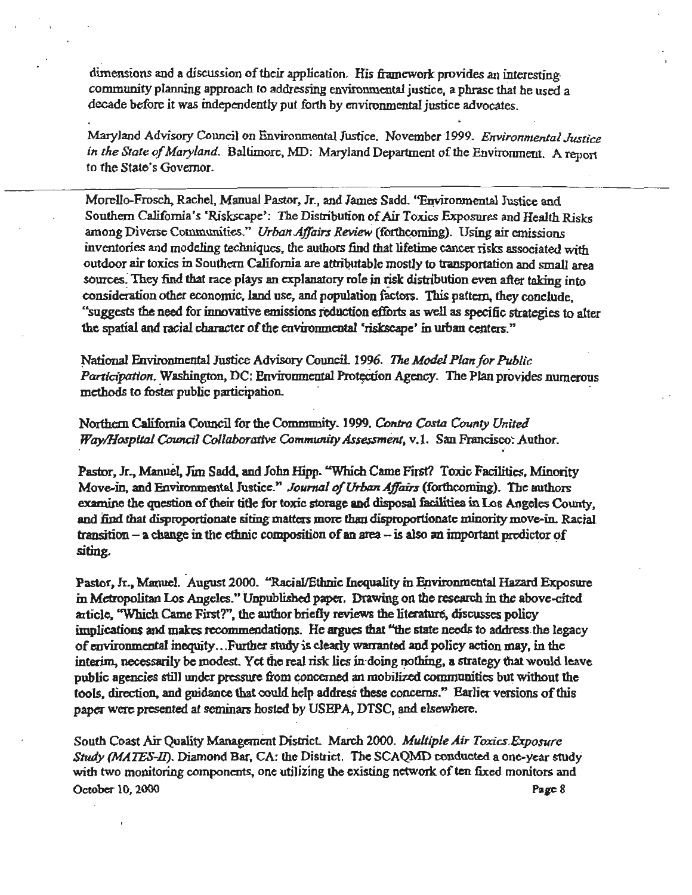dimensions and a discussion of their application. His framework provides an interesting community planning approach to addressing environmental justice, a phrase that he used a decade before it was independently put forth by environmental justice advocates.

Maryland Advisory Council on Environmental Justice. November 1999. *Environmental Justice in the State of Maryland*. Baltimore, MD: Maryland Department of the Environment. A report to the State's Governor.

---

Morello-Frosch, Rachel, Manual Pastor, Jr., and James Sadd. "Environmental Justice and Southern California's 'Riskscape': The Distribution of Air Toxics Exposures and Health Risks among Diverse Communities." *Urban Affairs Review* (forthcoming). Using air emissions inventories and modeling techniques, the authors find that lifetime cancer risks associated with outdoor air toxics in Southern California are attributable mostly to transportation and small area sources. They find that race plays an explanatory role in risk distribution even after taking into consideration other economic, land use, and population factors. This pattern, they conclude, "suggests the need for innovative emissions reduction efforts as well as specific strategies to alter the spatial and racial character of the environmental 'riskscape' in urban centers."

National Environmental Justice Advisory Council. 1996. *The Model Plan for Public Participation*. Washington, DC: Environmental Protection Agency. The Plan provides numerous methods to foster public participation.

Northern California Council for the Community. 1999. *Contra Costa County United Way/Hospital Council Collaborative Community Assessment*, v.1. San Francisco: Author.

Pastor, Jr., Manuel, Jim Sadd, and John Hipp. "Which Came First? Toxic Facilities, Minority Move-in, and Environmental Justice." *Journal of Urban Affairs* (forthcoming). The authors examine the question of their title for toxic storage and disposal facilities in Los Angeles County, and find that disproportionate siting matters more than disproportionate minority move-in. Racial transition – a change in the ethnic composition of an area -- is also an important predictor of siting.

Pastor, Jr., Manuel. August 2000. "Racial/Ethnic Inequality in Environmental Hazard Exposure in Metropolitan Los Angeles." Unpublished paper. Drawing on the research in the above-cited article, "Which Came First?", the author briefly reviews the literature, discusses policy implications and makes recommendations. He argues that "the state needs to address the legacy of environmental inequity…Further study is clearly warranted and policy action may, in the interim, necessarily be modest. Yet the real risk lies in doing nothing, a strategy that would leave public agencies still under pressure from concerned an mobilized communities but without the tools, direction, and guidance that could help address these concerns." Earlier versions of this paper were presented at seminars hosted by USEPA, DTSC, and elsewhere.

South Coast Air Quality Management District. March 2000. *Multiple Air Toxics Exposure Study (MATES-II)*. Diamond Bar, CA: the District. The SCAQMD conducted a one-year study with two monitoring components, one utilizing the existing network of ten fixed monitors and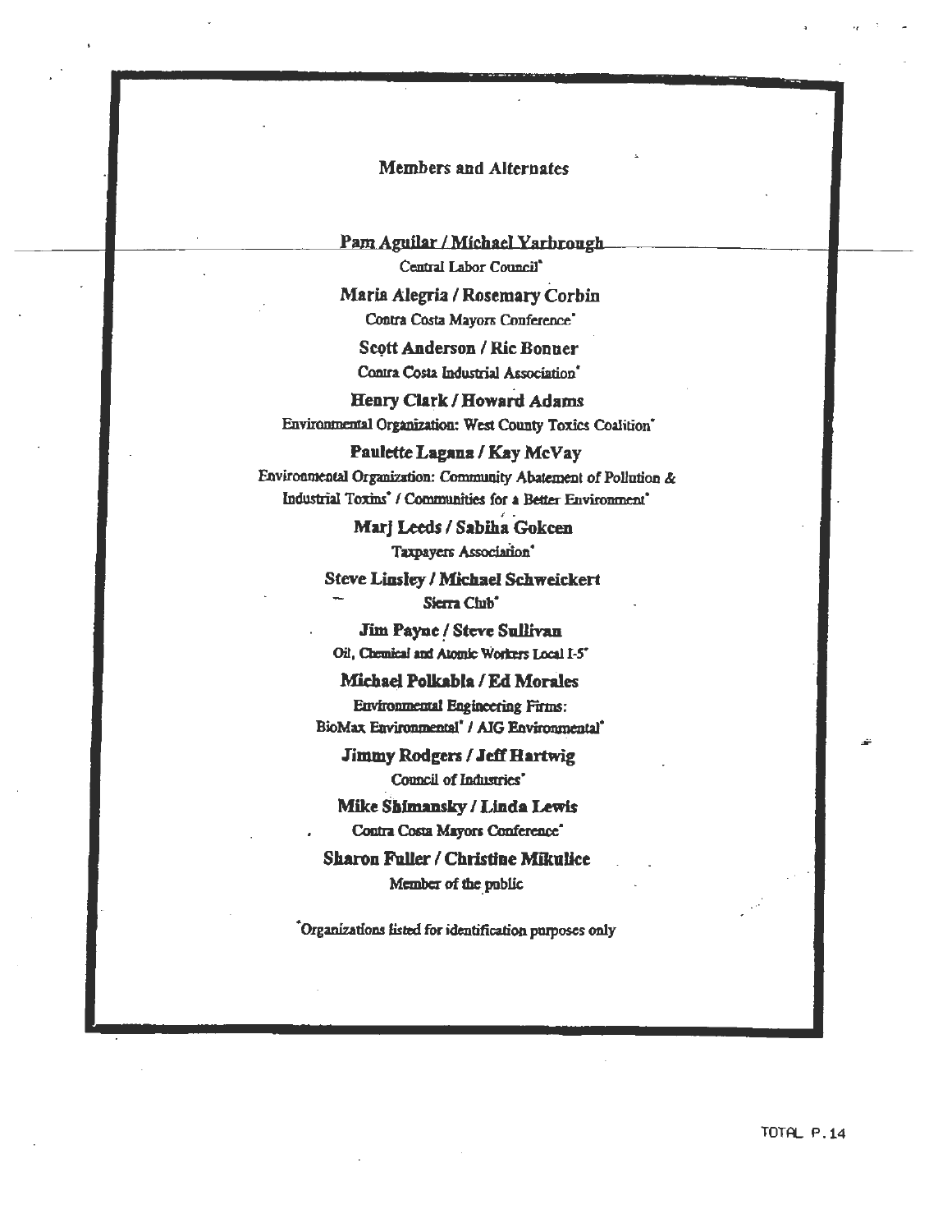## Members and Alternates

**Pam Aguilar / Michael Yarbrough**
Central Labor Council*

**Maria Alegria / Rosemary Corbin**
Contra Costa Mayors Conference*

**Scott Anderson / Ric Bonner**
Contra Costa Industrial Association*

**Henry Clark / Howard Adams**
Environmental Organization: West County Toxics Coalition*

**Paulette Lagana / Kay McVay**
Environmental Organization: Community Abatement of Pollution & Industrial Toxins* / Communities for a Better Environment*

**Marj Leeds / Sabiha Gokcen**
Taxpayers Association*

**Steve Linsley / Michael Schweickert**
Sierra Club*

**Jim Payne / Steve Sullivan**
Oil, Chemical and Atomic Workers Local I-5*

**Michael Polkabla / Ed Morales**
Environmental Engineering Firms:
BioMax Environmental* / AIG Environmental*

**Jimmy Rodgers / Jeff Hartwig**
Council of Industries*

**Mike Shimansky / Linda Lewis**
Contra Costa Mayors Conference*

**Sharon Fuller / Christine Mikulice**
Member of the public

*Organizations listed for identification purposes only